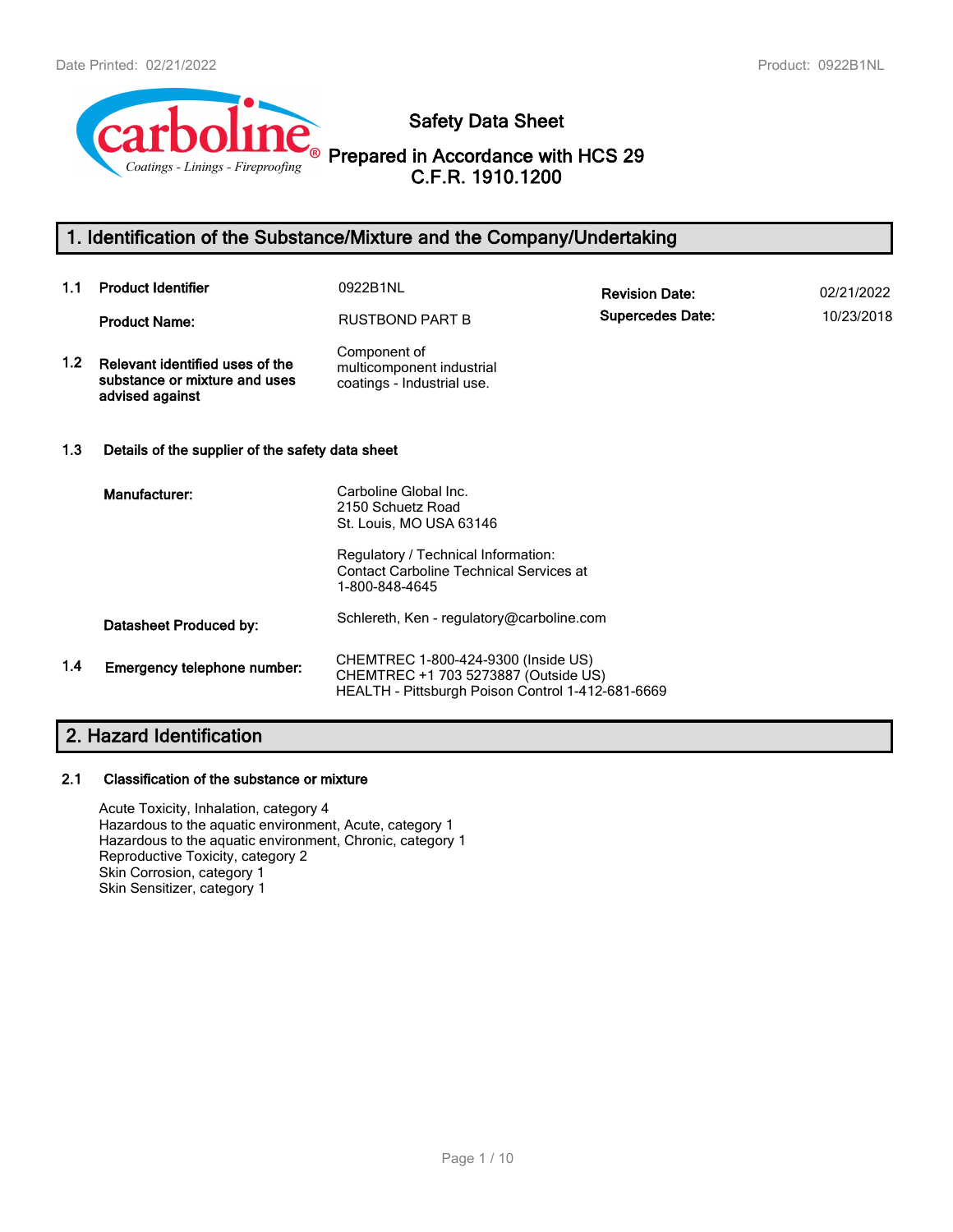# Safety Data Sheet

## Prepared in Accordance with HCS 29 C.F.R. 1910.1200

## 1. Identification of the Substance/Mixture and the Company/Undertaking

| | | | | |
|---|---|---|---|---|
| 1.1 | **Product Identifier** | 0922B1NL | **Revision Date:** | 02/21/2022 |
| | **Product Name:** | RUSTBOND PART B | **Supercedes Date:** | 10/23/2018 |
| 1.2 | **Relevant identified uses of the substance or mixture and uses advised against** | Component of multicomponent industrial coatings - Industrial use. | | |

**1.3 Details of the supplier of the safety data sheet**

**Manufacturer:**

Carboline Global Inc.
2150 Schuetz Road
St. Louis, MO USA 63146

Regulatory / Technical Information:
Contact Carboline Technical Services at
1-800-848-4645

**Datasheet Produced by:** Schlereth, Ken - regulatory@carboline.com

**1.4 Emergency telephone number:**

CHEMTREC 1-800-424-9300 (Inside US)
CHEMTREC +1 703 5273887 (Outside US)
HEALTH - Pittsburgh Poison Control 1-412-681-6669

## 2. Hazard Identification

**2.1 Classification of the substance or mixture**

Acute Toxicity, Inhalation, category 4
Hazardous to the aquatic environment, Acute, category 1
Hazardous to the aquatic environment, Chronic, category 1
Reproductive Toxicity, category 2
Skin Corrosion, category 1
Skin Sensitizer, category 1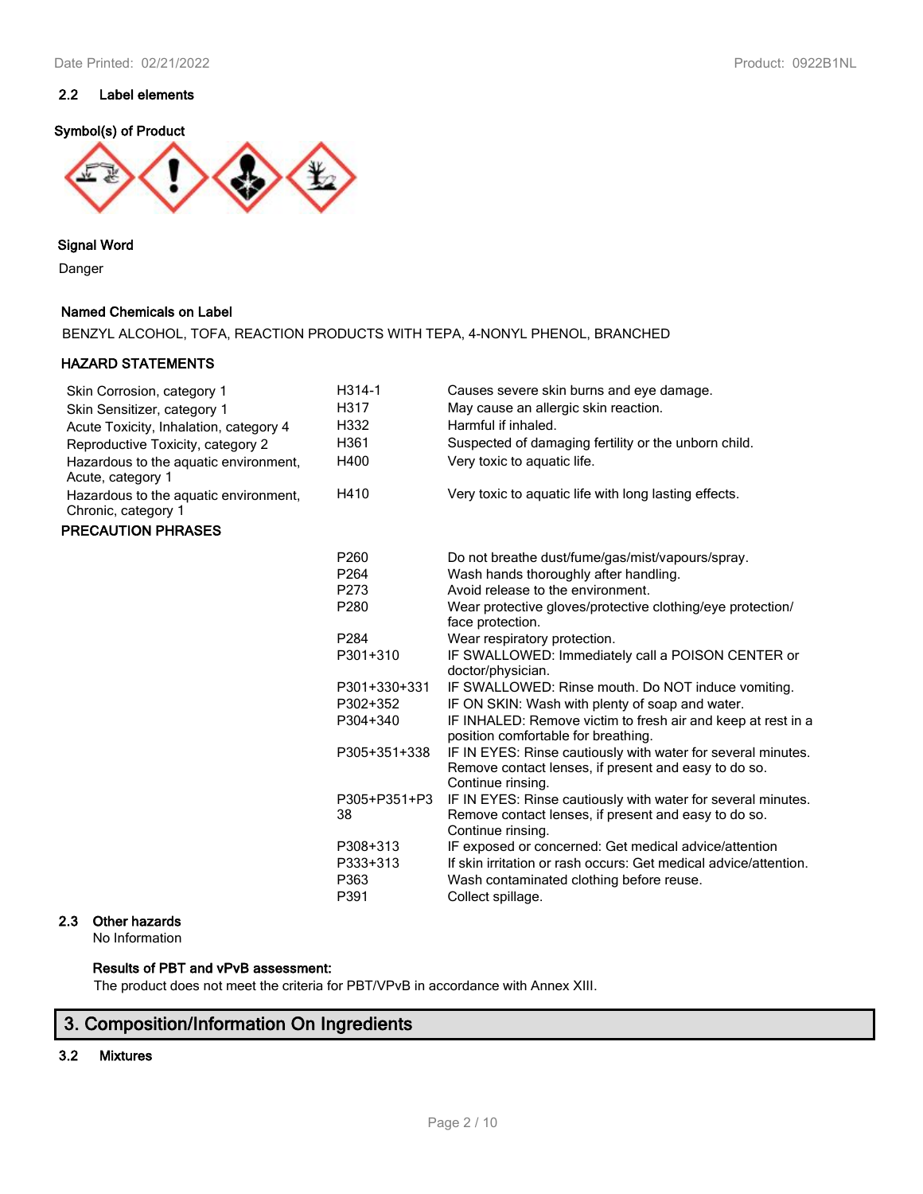### 2.2 Label elements

**Symbol(s) of Product**

**Signal Word**

Danger

**Named Chemicals on Label**

BENZYL ALCOHOL, TOFA, REACTION PRODUCTS WITH TEPA, 4-NONYL PHENOL, BRANCHED

**HAZARD STATEMENTS**

| | | |
|---|---|---|
| Skin Corrosion, category 1 | H314-1 | Causes severe skin burns and eye damage. |
| Skin Sensitizer, category 1 | H317 | May cause an allergic skin reaction. |
| Acute Toxicity, Inhalation, category 4 | H332 | Harmful if inhaled. |
| Reproductive Toxicity, category 2 | H361 | Suspected of damaging fertility or the unborn child. |
| Hazardous to the aquatic environment, Acute, category 1 | H400 | Very toxic to aquatic life. |
| Hazardous to the aquatic environment, Chronic, category 1 | H410 | Very toxic to aquatic life with long lasting effects. |

**PRECAUTION PHRASES**

| | |
|---|---|
| P260 | Do not breathe dust/fume/gas/mist/vapours/spray. |
| P264 | Wash hands thoroughly after handling. |
| P273 | Avoid release to the environment. |
| P280 | Wear protective gloves/protective clothing/eye protection/ face protection. |
| P284 | Wear respiratory protection. |
| P301+310 | IF SWALLOWED: Immediately call a POISON CENTER or doctor/physician. |
| P301+330+331 | IF SWALLOWED: Rinse mouth. Do NOT induce vomiting. |
| P302+352 | IF ON SKIN: Wash with plenty of soap and water. |
| P304+340 | IF INHALED: Remove victim to fresh air and keep at rest in a position comfortable for breathing. |
| P305+351+338 | IF IN EYES: Rinse cautiously with water for several minutes. Remove contact lenses, if present and easy to do so. Continue rinsing. |
| P305+P351+P338 | IF IN EYES: Rinse cautiously with water for several minutes. Remove contact lenses, if present and easy to do so. Continue rinsing. |
| P308+313 | IF exposed or concerned: Get medical advice/attention |
| P333+313 | If skin irritation or rash occurs: Get medical advice/attention. |
| P363 | Wash contaminated clothing before reuse. |
| P391 | Collect spillage. |

### 2.3 Other hazards

No Information

**Results of PBT and vPvB assessment:**

The product does not meet the criteria for PBT/VPvB in accordance with Annex XIII.

## 3. Composition/Information On Ingredients

### 3.2 Mixtures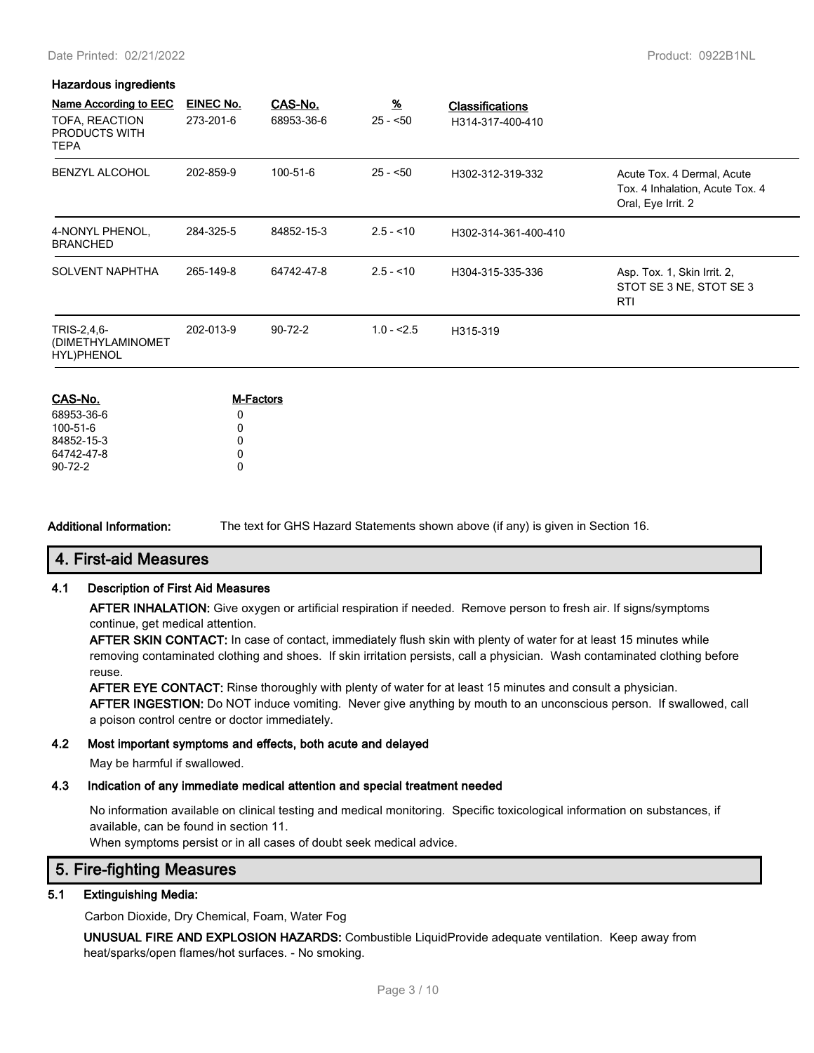**Hazardous ingredients**

| Name According to EEC | EINEC No. | CAS-No. | % | Classifications | |
|---|---|---|---|---|---|
| TOFA, REACTION PRODUCTS WITH TEPA | 273-201-6 | 68953-36-6 | 25 - <50 | H314-317-400-410 | |
| BENZYL ALCOHOL | 202-859-9 | 100-51-6 | 25 - <50 | H302-312-319-332 | Acute Tox. 4 Dermal, Acute Tox. 4 Inhalation, Acute Tox. 4 Oral, Eye Irrit. 2 |
| 4-NONYL PHENOL, BRANCHED | 284-325-5 | 84852-15-3 | 2.5 - <10 | H302-314-361-400-410 | |
| SOLVENT NAPHTHA | 265-149-8 | 64742-47-8 | 2.5 - <10 | H304-315-335-336 | Asp. Tox. 1, Skin Irrit. 2, STOT SE 3 NE, STOT SE 3 RTI |
| TRIS-2,4,6-(DIMETHYLAMINOMETHYL)PHENOL | 202-013-9 | 90-72-2 | 1.0 - <2.5 | H315-319 | |

| CAS-No. | M-Factors |
|---|---|
| 68953-36-6 | 0 |
| 100-51-6 | 0 |
| 84852-15-3 | 0 |
| 64742-47-8 | 0 |
| 90-72-2 | 0 |

**Additional Information:** The text for GHS Hazard Statements shown above (if any) is given in Section 16.

## 4. First-aid Measures

### 4.1 Description of First Aid Measures

**AFTER INHALATION:** Give oxygen or artificial respiration if needed. Remove person to fresh air. If signs/symptoms continue, get medical attention.

**AFTER SKIN CONTACT:** In case of contact, immediately flush skin with plenty of water for at least 15 minutes while removing contaminated clothing and shoes. If skin irritation persists, call a physician. Wash contaminated clothing before reuse.

**AFTER EYE CONTACT:** Rinse thoroughly with plenty of water for at least 15 minutes and consult a physician.

**AFTER INGESTION:** Do NOT induce vomiting. Never give anything by mouth to an unconscious person. If swallowed, call a poison control centre or doctor immediately.

### 4.2 Most important symptoms and effects, both acute and delayed

May be harmful if swallowed.

### 4.3 Indication of any immediate medical attention and special treatment needed

No information available on clinical testing and medical monitoring. Specific toxicological information on substances, if available, can be found in section 11.

When symptoms persist or in all cases of doubt seek medical advice.

## 5. Fire-fighting Measures

### 5.1 Extinguishing Media:

Carbon Dioxide, Dry Chemical, Foam, Water Fog

**UNUSUAL FIRE AND EXPLOSION HAZARDS:** Combustible LiquidProvide adequate ventilation. Keep away from heat/sparks/open flames/hot surfaces. - No smoking.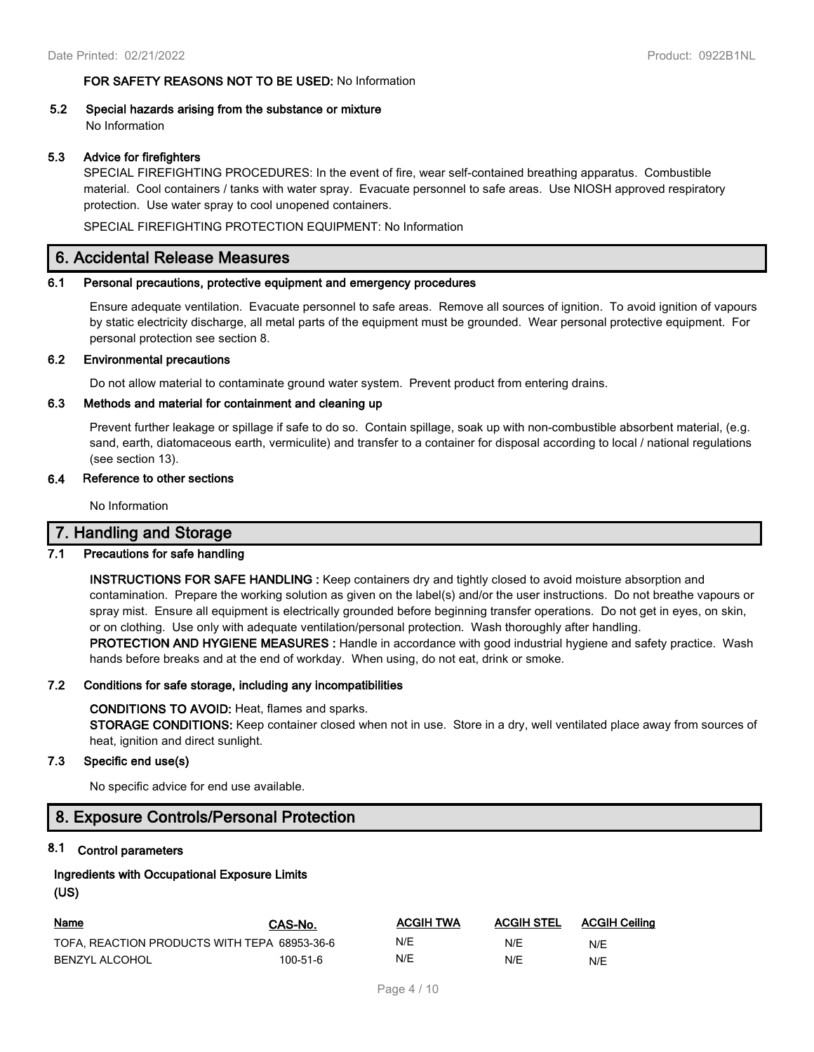**FOR SAFETY REASONS NOT TO BE USED:** No Information

### 5.2 Special hazards arising from the substance or mixture

No Information

### 5.3 Advice for firefighters

SPECIAL FIREFIGHTING PROCEDURES: In the event of fire, wear self-contained breathing apparatus. Combustible material. Cool containers / tanks with water spray. Evacuate personnel to safe areas. Use NIOSH approved respiratory protection. Use water spray to cool unopened containers.

SPECIAL FIREFIGHTING PROTECTION EQUIPMENT: No Information

## 6. Accidental Release Measures

### 6.1 Personal precautions, protective equipment and emergency procedures

Ensure adequate ventilation. Evacuate personnel to safe areas. Remove all sources of ignition. To avoid ignition of vapours by static electricity discharge, all metal parts of the equipment must be grounded. Wear personal protective equipment. For personal protection see section 8.

### 6.2 Environmental precautions

Do not allow material to contaminate ground water system. Prevent product from entering drains.

### 6.3 Methods and material for containment and cleaning up

Prevent further leakage or spillage if safe to do so. Contain spillage, soak up with non-combustible absorbent material, (e.g. sand, earth, diatomaceous earth, vermiculite) and transfer to a container for disposal according to local / national regulations (see section 13).

### 6.4 Reference to other sections

No Information

## 7. Handling and Storage

### 7.1 Precautions for safe handling

**INSTRUCTIONS FOR SAFE HANDLING :** Keep containers dry and tightly closed to avoid moisture absorption and contamination. Prepare the working solution as given on the label(s) and/or the user instructions. Do not breathe vapours or spray mist. Ensure all equipment is electrically grounded before beginning transfer operations. Do not get in eyes, on skin, or on clothing. Use only with adequate ventilation/personal protection. Wash thoroughly after handling.
**PROTECTION AND HYGIENE MEASURES :** Handle in accordance with good industrial hygiene and safety practice. Wash hands before breaks and at the end of workday. When using, do not eat, drink or smoke.

### 7.2 Conditions for safe storage, including any incompatibilities

**CONDITIONS TO AVOID:** Heat, flames and sparks.
**STORAGE CONDITIONS:** Keep container closed when not in use. Store in a dry, well ventilated place away from sources of heat, ignition and direct sunlight.

### 7.3 Specific end use(s)

No specific advice for end use available.

## 8. Exposure Controls/Personal Protection

### 8.1 Control parameters

**Ingredients with Occupational Exposure Limits (US)**

| Name | CAS-No. | ACGIH TWA | ACGIH STEL | ACGIH Ceiling |
|---|---|---|---|---|
| TOFA, REACTION PRODUCTS WITH TEPA | 68953-36-6 | N/E | N/E | N/E |
| BENZYL ALCOHOL | 100-51-6 | N/E | N/E | N/E |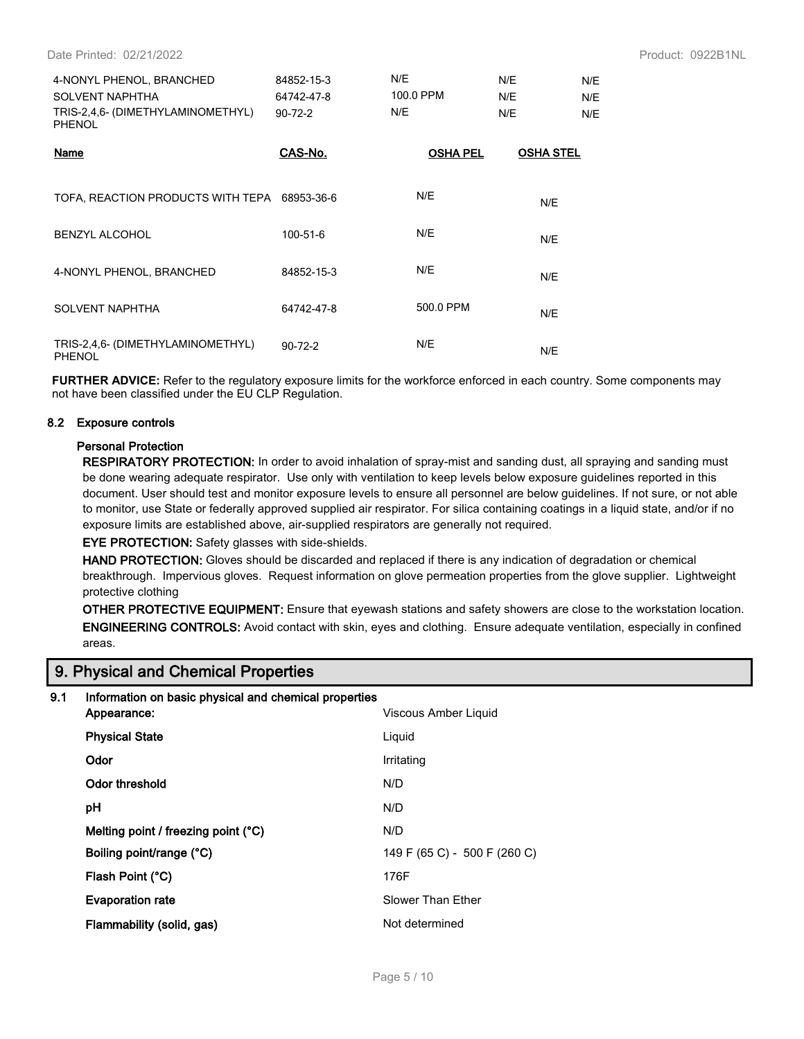| | | | | |
|---|---|---|---|---|
| 4-NONYL PHENOL, BRANCHED | 84852-15-3 | N/E | N/E | N/E |
| SOLVENT NAPHTHA | 64742-47-8 | 100.0 PPM | N/E | N/E |
| TRIS-2,4,6- (DIMETHYLAMINOMETHYL) PHENOL | 90-72-2 | N/E | N/E | N/E |

| Name | CAS-No. | OSHA PEL | OSHA STEL |
|---|---|---|---|
| TOFA, REACTION PRODUCTS WITH TEPA | 68953-36-6 | N/E | N/E |
| BENZYL ALCOHOL | 100-51-6 | N/E | N/E |
| 4-NONYL PHENOL, BRANCHED | 84852-15-3 | N/E | N/E |
| SOLVENT NAPHTHA | 64742-47-8 | 500.0 PPM | N/E |
| TRIS-2,4,6- (DIMETHYLAMINOMETHYL) PHENOL | 90-72-2 | N/E | N/E |

**FURTHER ADVICE:** Refer to the regulatory exposure limits for the workforce enforced in each country. Some components may not have been classified under the EU CLP Regulation.

### 8.2 Exposure controls

**Personal Protection**

**RESPIRATORY PROTECTION:** In order to avoid inhalation of spray-mist and sanding dust, all spraying and sanding must be done wearing adequate respirator. Use only with ventilation to keep levels below exposure guidelines reported in this document. User should test and monitor exposure levels to ensure all personnel are below guidelines. If not sure, or not able to monitor, use State or federally approved supplied air respirator. For silica containing coatings in a liquid state, and/or if no exposure limits are established above, air-supplied respirators are generally not required.

**EYE PROTECTION:** Safety glasses with side-shields.

**HAND PROTECTION:** Gloves should be discarded and replaced if there is any indication of degradation or chemical breakthrough. Impervious gloves. Request information on glove permeation properties from the glove supplier. Lightweight protective clothing

**OTHER PROTECTIVE EQUIPMENT:** Ensure that eyewash stations and safety showers are close to the workstation location.

**ENGINEERING CONTROLS:** Avoid contact with skin, eyes and clothing. Ensure adequate ventilation, especially in confined areas.

## 9. Physical and Chemical Properties

### 9.1 Information on basic physical and chemical properties

| | |
|---|---|
| **Appearance:** | Viscous Amber Liquid |
| **Physical State** | Liquid |
| **Odor** | Irritating |
| **Odor threshold** | N/D |
| **pH** | N/D |
| **Melting point / freezing point (°C)** | N/D |
| **Boiling point/range (°C)** | 149 F (65 C) - 500 F (260 C) |
| **Flash Point (°C)** | 176F |
| **Evaporation rate** | Slower Than Ether |
| **Flammability (solid, gas)** | Not determined |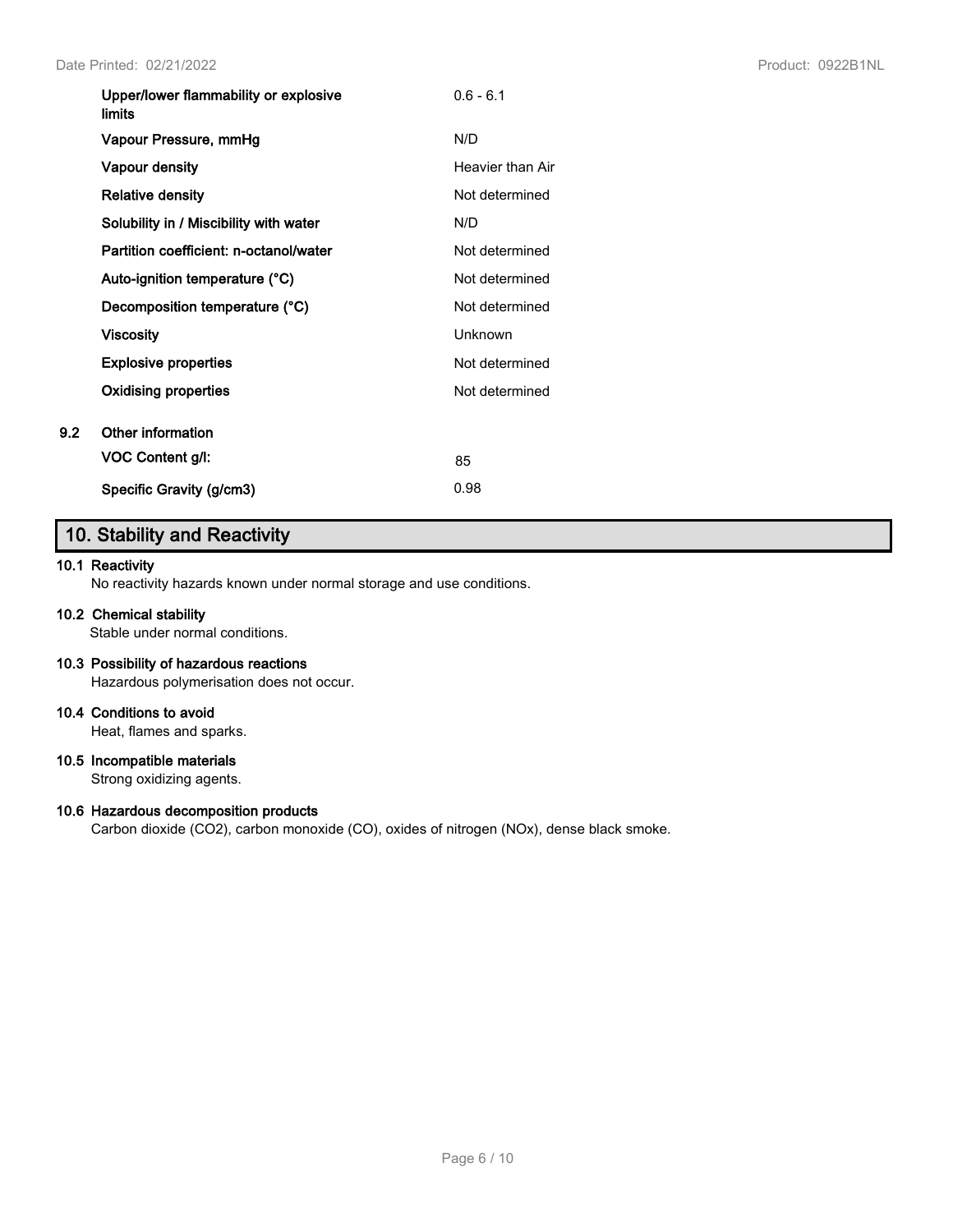| | |
|---|---|
| **Upper/lower flammability or explosive limits** | 0.6 - 6.1 |
| **Vapour Pressure, mmHg** | N/D |
| **Vapour density** | Heavier than Air |
| **Relative density** | Not determined |
| **Solubility in / Miscibility with water** | N/D |
| **Partition coefficient: n-octanol/water** | Not determined |
| **Auto-ignition temperature (°C)** | Not determined |
| **Decomposition temperature (°C)** | Not determined |
| **Viscosity** | Unknown |
| **Explosive properties** | Not determined |
| **Oxidising properties** | Not determined |

**9.2 Other information**

| | |
|---|---|
| **VOC Content g/l:** | 85 |
| **Specific Gravity (g/cm3)** | 0.98 |

## 10. Stability and Reactivity

**10.1 Reactivity**

No reactivity hazards known under normal storage and use conditions.

**10.2 Chemical stability**

Stable under normal conditions.

**10.3 Possibility of hazardous reactions**

Hazardous polymerisation does not occur.

**10.4 Conditions to avoid**

Heat, flames and sparks.

**10.5 Incompatible materials**

Strong oxidizing agents.

**10.6 Hazardous decomposition products**

Carbon dioxide ($CO_2$), carbon monoxide (CO), oxides of nitrogen ($NO_x$), dense black smoke.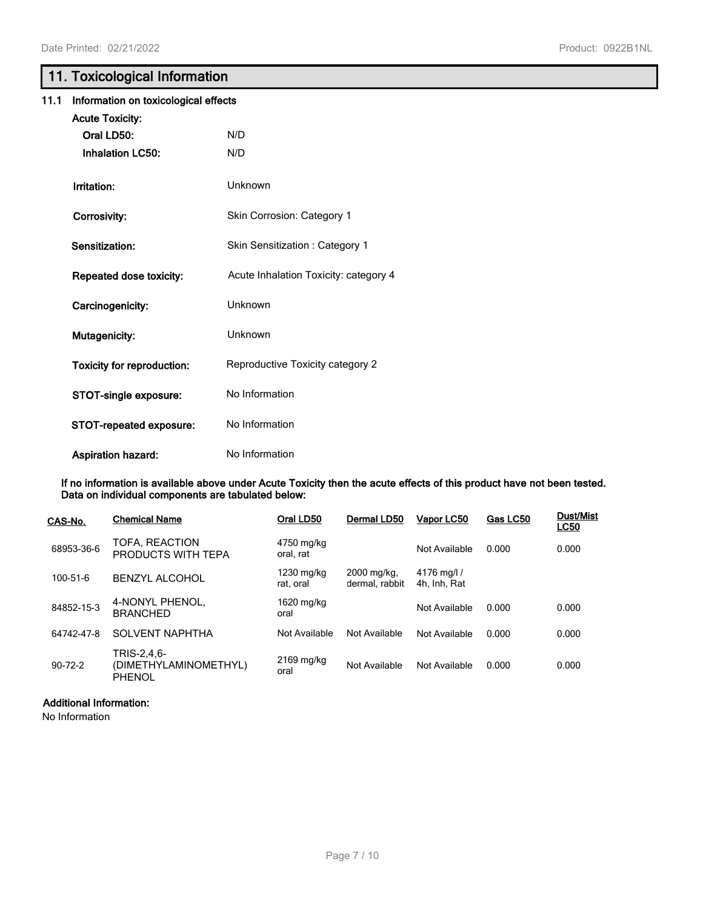# 11. Toxicological Information

## 11.1 Information on toxicological effects

**Acute Toxicity:**

| | |
|---|---|
| **Oral LD50:** | N/D |
| **Inhalation LC50:** | N/D |
| **Irritation:** | Unknown |
| **Corrosivity:** | Skin Corrosion: Category 1 |
| **Sensitization:** | Skin Sensitization : Category 1 |
| **Repeated dose toxicity:** | Acute Inhalation Toxicity: category 4 |
| **Carcinogenicity:** | Unknown |
| **Mutagenicity:** | Unknown |
| **Toxicity for reproduction:** | Reproductive Toxicity category 2 |
| **STOT-single exposure:** | No Information |
| **STOT-repeated exposure:** | No Information |
| **Aspiration hazard:** | No Information |

**If no information is available above under Acute Toxicity then the acute effects of this product have not been tested. Data on individual components are tabulated below:**

| CAS-No. | Chemical Name | Oral LD50 | Dermal LD50 | Vapor LC50 | Gas LC50 | Dust/Mist LC50 |
|---|---|---|---|---|---|---|
| 68953-36-6 | TOFA, REACTION PRODUCTS WITH TEPA | 4750 mg/kg oral, rat | | Not Available | 0.000 | 0.000 |
| 100-51-6 | BENZYL ALCOHOL | 1230 mg/kg rat, oral | 2000 mg/kg, dermal, rabbit | 4176 mg/l / 4h, Inh, Rat | | |
| 84852-15-3 | 4-NONYL PHENOL, BRANCHED | 1620 mg/kg oral | | Not Available | 0.000 | 0.000 |
| 64742-47-8 | SOLVENT NAPHTHA | Not Available | Not Available | Not Available | 0.000 | 0.000 |
| 90-72-2 | TRIS-2,4,6-(DIMETHYLAMINOMETHYL) PHENOL | 2169 mg/kg oral | Not Available | Not Available | 0.000 | 0.000 |

**Additional Information:**

No Information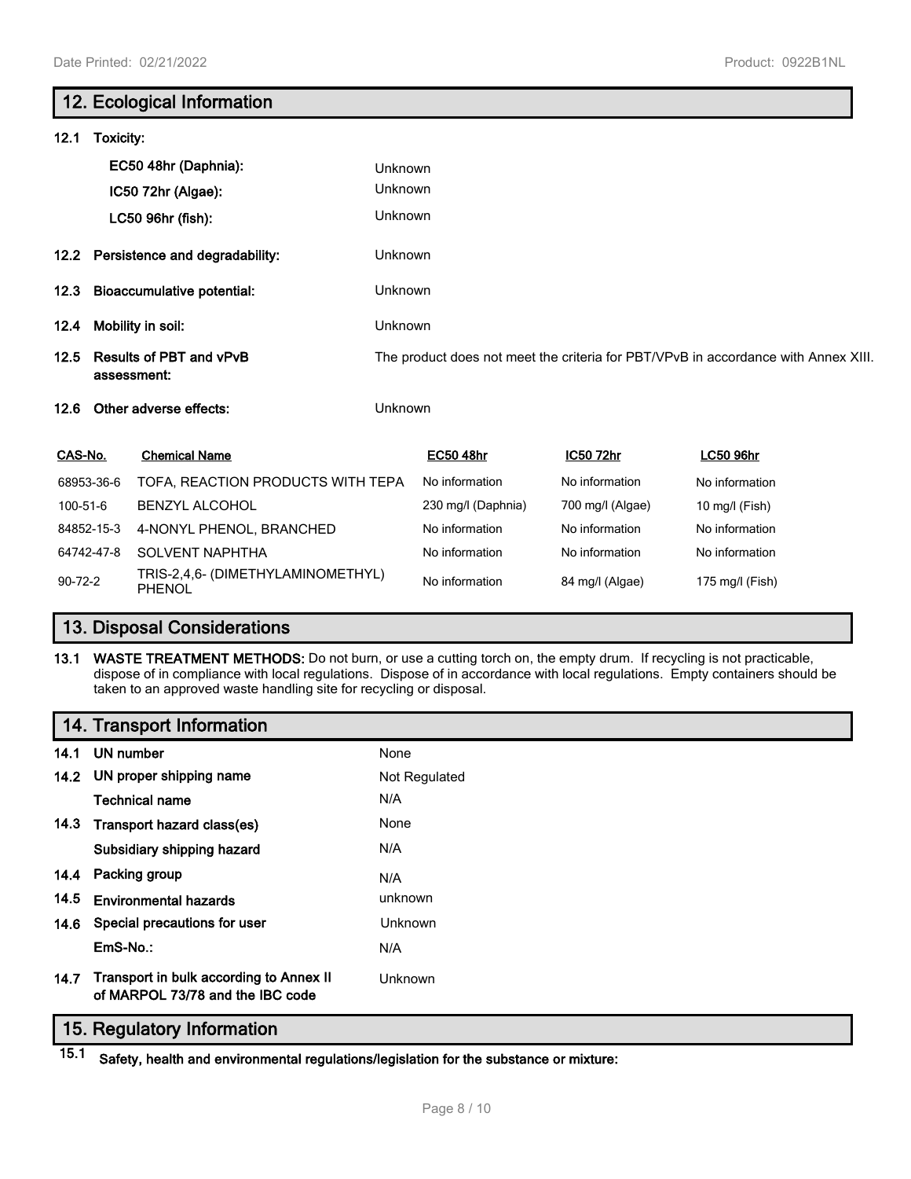## 12. Ecological Information

**12.1 Toxicity:**

| | |
|---|---|
| **EC50 48hr (Daphnia):** | Unknown |
| **IC50 72hr (Algae):** | Unknown |
| **LC50 96hr (fish):** | Unknown |

| | |
|---|---|
| **12.2 Persistence and degradability:** | Unknown |
| **12.3 Bioaccumulative potential:** | Unknown |
| **12.4 Mobility in soil:** | Unknown |
| **12.5 Results of PBT and vPvB assessment:** | The product does not meet the criteria for PBT/VPvB in accordance with Annex XIII. |
| **12.6 Other adverse effects:** | Unknown |

| CAS-No. | Chemical Name | EC50 48hr | IC50 72hr | LC50 96hr |
|---|---|---|---|---|
| 68953-36-6 | TOFA, REACTION PRODUCTS WITH TEPA | No information | No information | No information |
| 100-51-6 | BENZYL ALCOHOL | 230 mg/l (Daphnia) | 700 mg/l (Algae) | 10 mg/l (Fish) |
| 84852-15-3 | 4-NONYL PHENOL, BRANCHED | No information | No information | No information |
| 64742-47-8 | SOLVENT NAPHTHA | No information | No information | No information |
| 90-72-2 | TRIS-2,4,6- (DIMETHYLAMINOMETHYL) PHENOL | No information | 84 mg/l (Algae) | 175 mg/l (Fish) |

## 13. Disposal Considerations

**13.1 WASTE TREATMENT METHODS:** Do not burn, or use a cutting torch on, the empty drum. If recycling is not practicable, dispose of in compliance with local regulations. Dispose of in accordance with local regulations. Empty containers should be taken to an approved waste handling site for recycling or disposal.

## 14. Transport Information

| | |
|---|---|
| **14.1 UN number** | None |
| **14.2 UN proper shipping name** | Not Regulated |
| **Technical name** | N/A |
| **14.3 Transport hazard class(es)** | None |
| **Subsidiary shipping hazard** | N/A |
| **14.4 Packing group** | N/A |
| **14.5 Environmental hazards** | unknown |
| **14.6 Special precautions for user** | Unknown |
| **EmS-No.:** | N/A |
| **14.7 Transport in bulk according to Annex II of MARPOL 73/78 and the IBC code** | Unknown |

## 15. Regulatory Information

**15.1 Safety, health and environmental regulations/legislation for the substance or mixture:**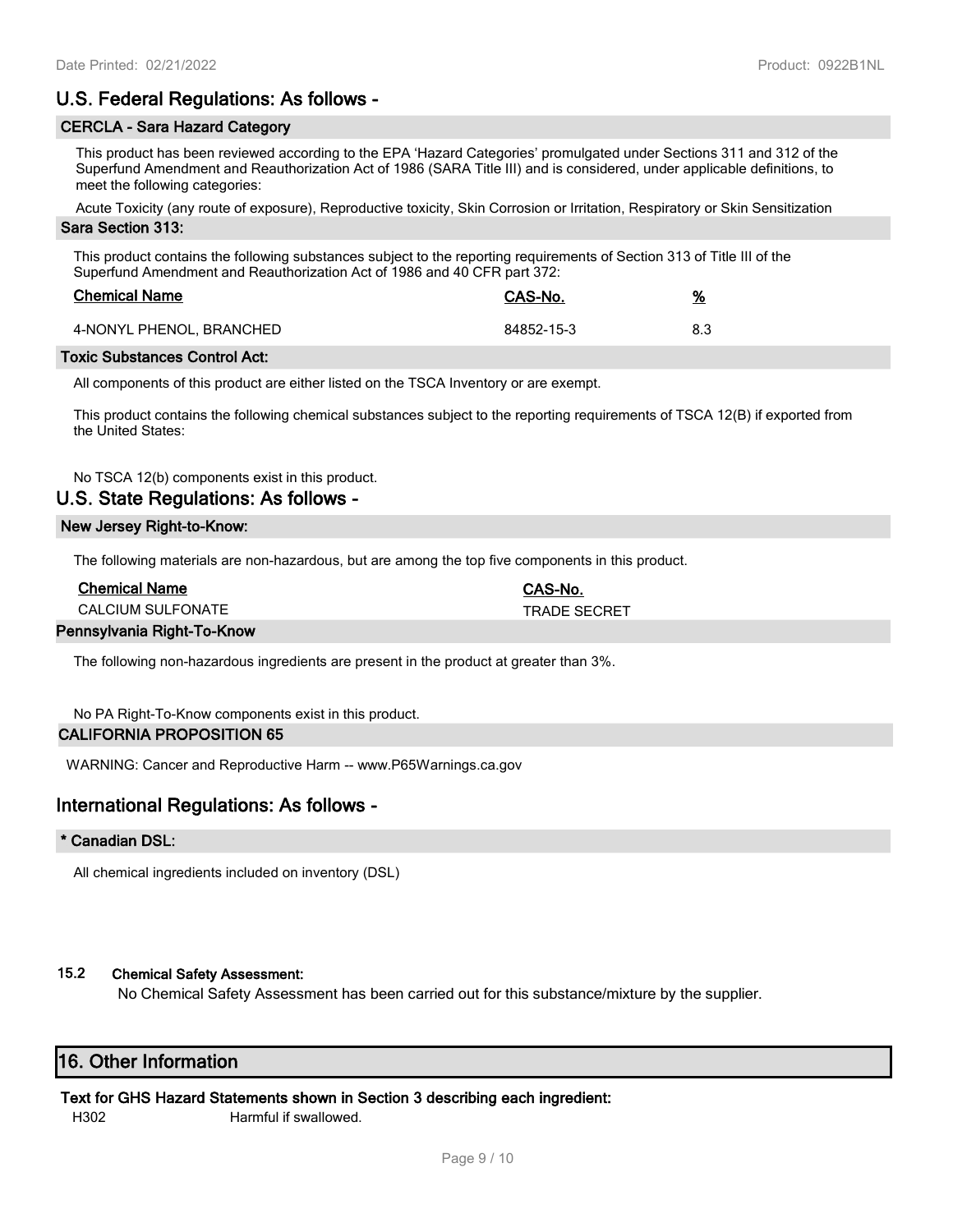## U.S. Federal Regulations: As follows -

### CERCLA - Sara Hazard Category

This product has been reviewed according to the EPA 'Hazard Categories' promulgated under Sections 311 and 312 of the Superfund Amendment and Reauthorization Act of 1986 (SARA Title III) and is considered, under applicable definitions, to meet the following categories:

Acute Toxicity (any route of exposure), Reproductive toxicity, Skin Corrosion or Irritation, Respiratory or Skin Sensitization

### Sara Section 313:

This product contains the following substances subject to the reporting requirements of Section 313 of Title III of the Superfund Amendment and Reauthorization Act of 1986 and 40 CFR part 372:

| Chemical Name | CAS-No. | % |
|---|---|---|
| 4-NONYL PHENOL, BRANCHED | 84852-15-3 | 8.3 |

### Toxic Substances Control Act:

All components of this product are either listed on the TSCA Inventory or are exempt.

This product contains the following chemical substances subject to the reporting requirements of TSCA 12(B) if exported from the United States:

No TSCA 12(b) components exist in this product.

## U.S. State Regulations: As follows -

### New Jersey Right-to-Know:

The following materials are non-hazardous, but are among the top five components in this product.

| Chemical Name | CAS-No. |
|---|---|
| CALCIUM SULFONATE | TRADE SECRET |

### Pennsylvania Right-To-Know

The following non-hazardous ingredients are present in the product at greater than 3%.

No PA Right-To-Know components exist in this product.

### CALIFORNIA PROPOSITION 65

WARNING: Cancer and Reproductive Harm -- www.P65Warnings.ca.gov

## International Regulations: As follows -

### * Canadian DSL:

All chemical ingredients included on inventory (DSL)

### 15.2 Chemical Safety Assessment:

No Chemical Safety Assessment has been carried out for this substance/mixture by the supplier.

## 16. Other Information

**Text for GHS Hazard Statements shown in Section 3 describing each ingredient:**

H302 Harmful if swallowed.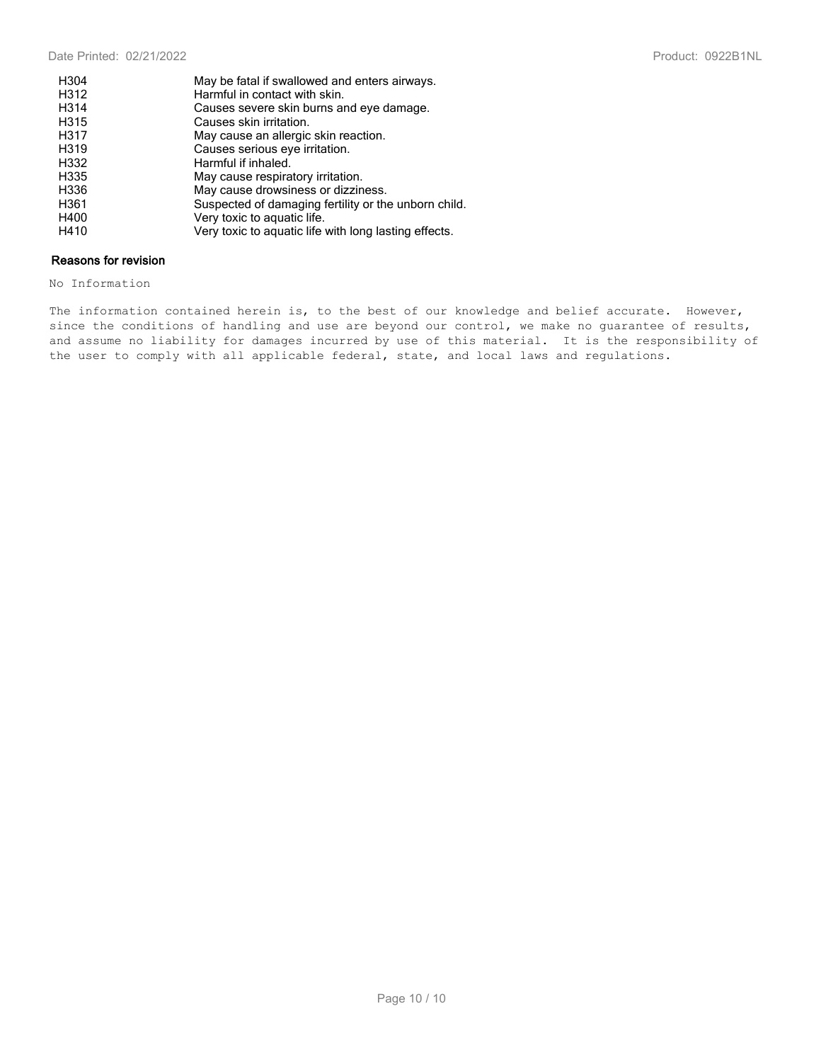| | |
| --- | --- |
| H304 | May be fatal if swallowed and enters airways. |
| H312 | Harmful in contact with skin. |
| H314 | Causes severe skin burns and eye damage. |
| H315 | Causes skin irritation. |
| H317 | May cause an allergic skin reaction. |
| H319 | Causes serious eye irritation. |
| H332 | Harmful if inhaled. |
| H335 | May cause respiratory irritation. |
| H336 | May cause drowsiness or dizziness. |
| H361 | Suspected of damaging fertility or the unborn child. |
| H400 | Very toxic to aquatic life. |
| H410 | Very toxic to aquatic life with long lasting effects. |

### Reasons for revision

No Information

The information contained herein is, to the best of our knowledge and belief accurate. However, since the conditions of handling and use are beyond our control, we make no guarantee of results, and assume no liability for damages incurred by use of this material. It is the responsibility of the user to comply with all applicable federal, state, and local laws and regulations.